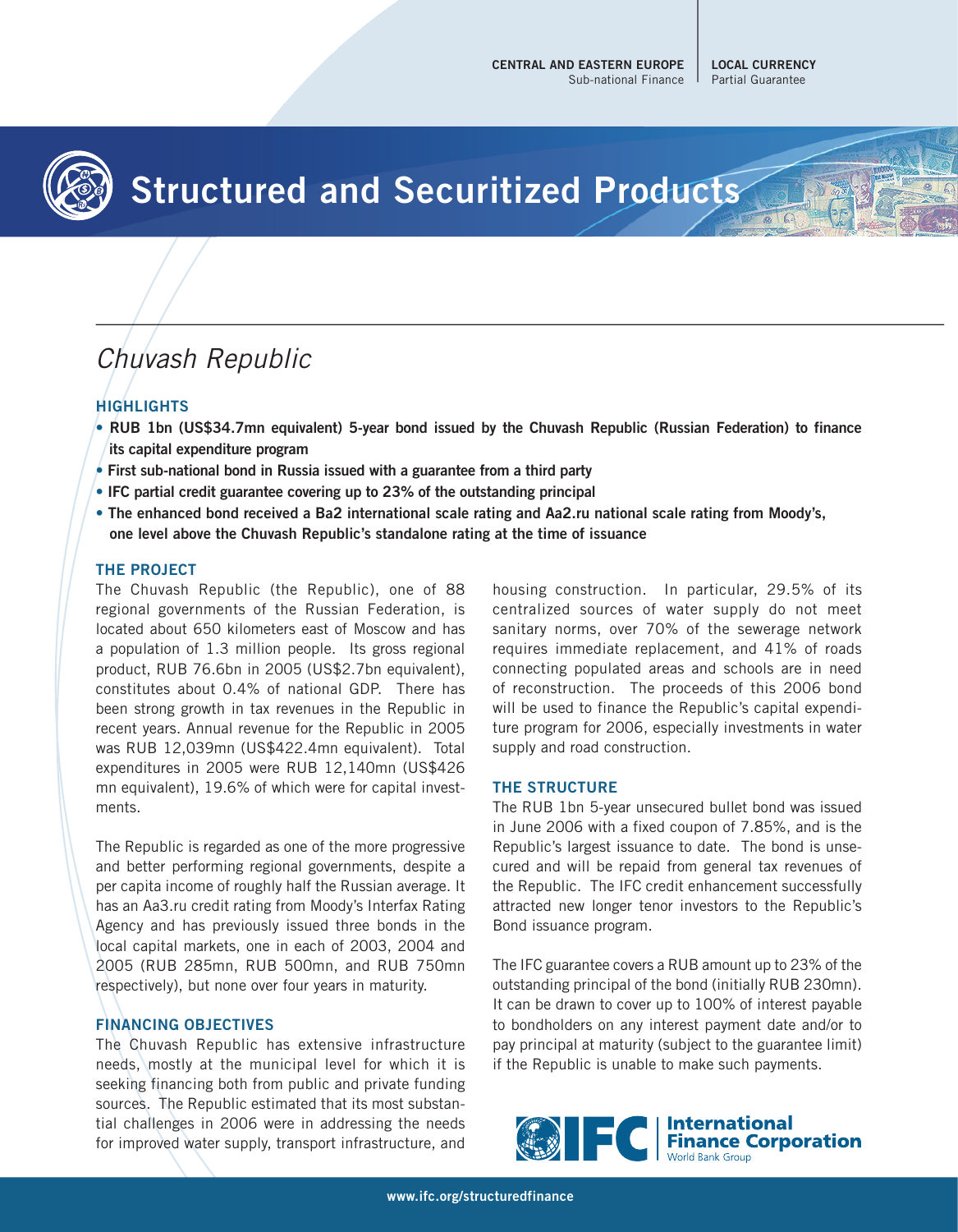**CENTRAL AND EASTERN EUROPE**
Sub-national Finance

**LOCAL CURRENCY**
Partial Guarantee

# Structured and Securitized Products

## *Chuvash Republic*

### HIGHLIGHTS

- **RUB 1bn (US$34.7mn equivalent) 5-year bond issued by the Chuvash Republic (Russian Federation) to finance its capital expenditure program**
- **First sub-national bond in Russia issued with a guarantee from a third party**
- **IFC partial credit guarantee covering up to 23% of the outstanding principal**
- **The enhanced bond received a Ba2 international scale rating and Aa2.ru national scale rating from Moody's, one level above the Chuvash Republic's standalone rating at the time of issuance**

### THE PROJECT

The Chuvash Republic (the Republic), one of 88 regional governments of the Russian Federation, is located about 650 kilometers east of Moscow and has a population of 1.3 million people. Its gross regional product, RUB 76.6bn in 2005 (US$2.7bn equivalent), constitutes about 0.4% of national GDP. There has been strong growth in tax revenues in the Republic in recent years. Annual revenue for the Republic in 2005 was RUB 12,039mn (US$422.4mn equivalent). Total expenditures in 2005 were RUB 12,140mn (US$426 mn equivalent), 19.6% of which were for capital investments.

The Republic is regarded as one of the more progressive and better performing regional governments, despite a per capita income of roughly half the Russian average. It has an Aa3.ru credit rating from Moody's Interfax Rating Agency and has previously issued three bonds in the local capital markets, one in each of 2003, 2004 and 2005 (RUB 285mn, RUB 500mn, and RUB 750mn respectively), but none over four years in maturity.

### FINANCING OBJECTIVES

The Chuvash Republic has extensive infrastructure needs, mostly at the municipal level for which it is seeking financing both from public and private funding sources. The Republic estimated that its most substantial challenges in 2006 were in addressing the needs for improved water supply, transport infrastructure, and housing construction. In particular, 29.5% of its centralized sources of water supply do not meet sanitary norms, over 70% of the sewerage network requires immediate replacement, and 41% of roads connecting populated areas and schools are in need of reconstruction. The proceeds of this 2006 bond will be used to finance the Republic's capital expenditure program for 2006, especially investments in water supply and road construction.

### THE STRUCTURE

The RUB 1bn 5-year unsecured bullet bond was issued in June 2006 with a fixed coupon of 7.85%, and is the Republic's largest issuance to date. The bond is unsecured and will be repaid from general tax revenues of the Republic. The IFC credit enhancement successfully attracted new longer tenor investors to the Republic's Bond issuance program.

The IFC guarantee covers a RUB amount up to 23% of the outstanding principal of the bond (initially RUB 230mn). It can be drawn to cover up to 100% of interest payable to bondholders on any interest payment date and/or to pay principal at maturity (subject to the guarantee limit) if the Republic is unable to make such payments.

International Finance Corporation
World Bank Group

www.ifc.org/structuredfinance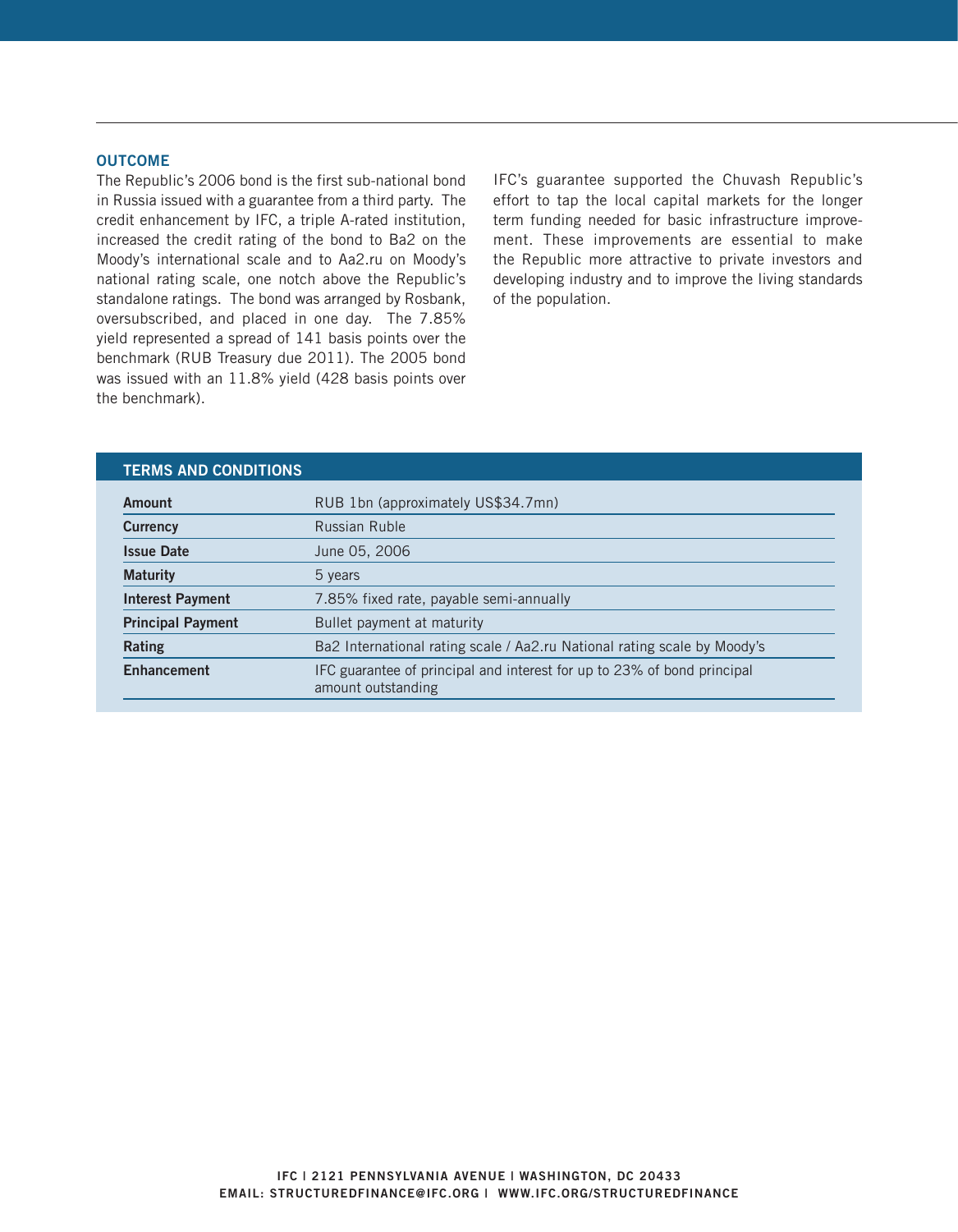### OUTCOME

The Republic's 2006 bond is the first sub-national bond in Russia issued with a guarantee from a third party. The credit enhancement by IFC, a triple A-rated institution, increased the credit rating of the bond to Ba2 on the Moody's international scale and to Aa2.ru on Moody's national rating scale, one notch above the Republic's standalone ratings. The bond was arranged by Rosbank, oversubscribed, and placed in one day. The 7.85% yield represented a spread of 141 basis points over the benchmark (RUB Treasury due 2011). The 2005 bond was issued with an 11.8% yield (428 basis points over the benchmark).

IFC's guarantee supported the Chuvash Republic's effort to tap the local capital markets for the longer term funding needed for basic infrastructure improvement. These improvements are essential to make the Republic more attractive to private investors and developing industry and to improve the living standards of the population.

### TERMS AND CONDITIONS

| | |
|---|---|
| **Amount** | RUB 1bn (approximately US$34.7mn) |
| **Currency** | Russian Ruble |
| **Issue Date** | June 05, 2006 |
| **Maturity** | 5 years |
| **Interest Payment** | 7.85% fixed rate, payable semi-annually |
| **Principal Payment** | Bullet payment at maturity |
| **Rating** | Ba2 International rating scale / Aa2.ru National rating scale by Moody's |
| **Enhancement** | IFC guarantee of principal and interest for up to 23% of bond principal amount outstanding |

IFC | 2121 PENNSYLVANIA AVENUE | WASHINGTON, DC 20433
EMAIL: STRUCTUREDFINANCE@IFC.ORG | WWW.IFC.ORG/STRUCTUREDFINANCE